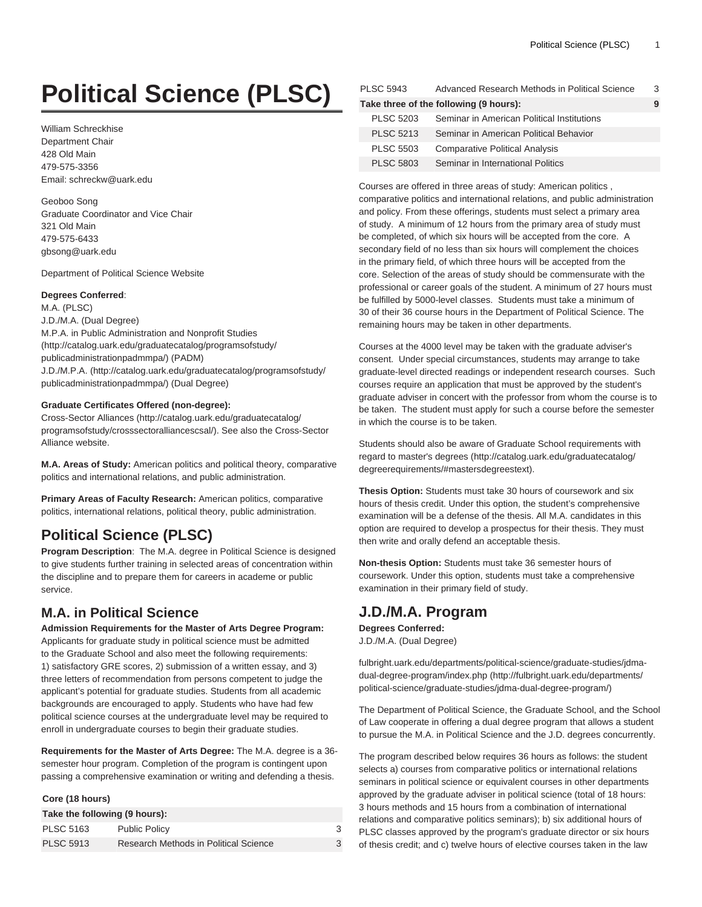# Political Science (PLSC)

William Schreckhise
Department Chair
428 Old Main
479-575-3356
Email: schreckw@uark.edu

Geoboo Song
Graduate Coordinator and Vice Chair
321 Old Main
479-575-6433
gbsong@uark.edu

Department of Political Science Website

**Degrees Conferred**:
M.A. (PLSC)
J.D./M.A. (Dual Degree)
M.P.A. in Public Administration and Nonprofit Studies (http://catalog.uark.edu/graduatecatalog/programsofstudy/publicadministrationpadmmpa/) (PADM)
J.D./M.P.A. (http://catalog.uark.edu/graduatecatalog/programsofstudy/publicadministrationpadmmpa/) (Dual Degree)

**Graduate Certificates Offered (non-degree):**
Cross-Sector Alliances (http://catalog.uark.edu/graduatecatalog/programsofstudy/crosssectoralliancescsal/). See also the Cross-Sector Alliance website.

**M.A. Areas of Study:** American politics and political theory, comparative politics and international relations, and public administration.

**Primary Areas of Faculty Research:** American politics, comparative politics, international relations, political theory, public administration.

## Political Science (PLSC)

**Program Description**: The M.A. degree in Political Science is designed to give students further training in selected areas of concentration within the discipline and to prepare them for careers in academe or public service.

## M.A. in Political Science

**Admission Requirements for the Master of Arts Degree Program:** Applicants for graduate study in political science must be admitted to the Graduate School and also meet the following requirements: 1) satisfactory GRE scores, 2) submission of a written essay, and 3) three letters of recommendation from persons competent to judge the applicant's potential for graduate studies. Students from all academic backgrounds are encouraged to apply. Students who have had few political science courses at the undergraduate level may be required to enroll in undergraduate courses to begin their graduate studies.

**Requirements for the Master of Arts Degree:** The M.A. degree is a 36-semester hour program. Completion of the program is contingent upon passing a comprehensive examination or writing and defending a thesis.

**Core (18 hours)**

| Take the following (9 hours): | | |
|---|---|---|
| PLSC 5163 | Public Policy | 3 |
| PLSC 5913 | Research Methods in Political Science | 3 |
| PLSC 5943 | Advanced Research Methods in Political Science | 3 |
| **Take three of the following (9 hours):** | | **9** |
| PLSC 5203 | Seminar in American Political Institutions | |
| PLSC 5213 | Seminar in American Political Behavior | |
| PLSC 5503 | Comparative Political Analysis | |
| PLSC 5803 | Seminar in International Politics | |

Courses are offered in three areas of study: American politics , comparative politics and international relations, and public administration and policy. From these offerings, students must select a primary area of study. A minimum of 12 hours from the primary area of study must be completed, of which six hours will be accepted from the core. A secondary field of no less than six hours will complement the choices in the primary field, of which three hours will be accepted from the core. Selection of the areas of study should be commensurate with the professional or career goals of the student. A minimum of 27 hours must be fulfilled by 5000-level classes. Students must take a minimum of 30 of their 36 course hours in the Department of Political Science. The remaining hours may be taken in other departments.

Courses at the 4000 level may be taken with the graduate adviser's consent. Under special circumstances, students may arrange to take graduate-level directed readings or independent research courses. Such courses require an application that must be approved by the student's graduate adviser in concert with the professor from whom the course is to be taken. The student must apply for such a course before the semester in which the course is to be taken.

Students should also be aware of Graduate School requirements with regard to master's degrees (http://catalog.uark.edu/graduatecatalog/degreerequirements/#mastersdegreestext).

**Thesis Option:** Students must take 30 hours of coursework and six hours of thesis credit. Under this option, the student's comprehensive examination will be a defense of the thesis. All M.A. candidates in this option are required to develop a prospectus for their thesis. They must then write and orally defend an acceptable thesis.

**Non-thesis Option:** Students must take 36 semester hours of coursework. Under this option, students must take a comprehensive examination in their primary field of study.

## J.D./M.A. Program

**Degrees Conferred:**
J.D./M.A. (Dual Degree)

fulbright.uark.edu/departments/political-science/graduate-studies/jdma-dual-degree-program/index.php (http://fulbright.uark.edu/departments/political-science/graduate-studies/jdma-dual-degree-program/)

The Department of Political Science, the Graduate School, and the School of Law cooperate in offering a dual degree program that allows a student to pursue the M.A. in Political Science and the J.D. degrees concurrently.

The program described below requires 36 hours as follows: the student selects a) courses from comparative politics or international relations seminars in political science or equivalent courses in other departments approved by the graduate adviser in political science (total of 18 hours: 3 hours methods and 15 hours from a combination of international relations and comparative politics seminars); b) six additional hours of PLSC classes approved by the program's graduate director or six hours of thesis credit; and c) twelve hours of elective courses taken in the law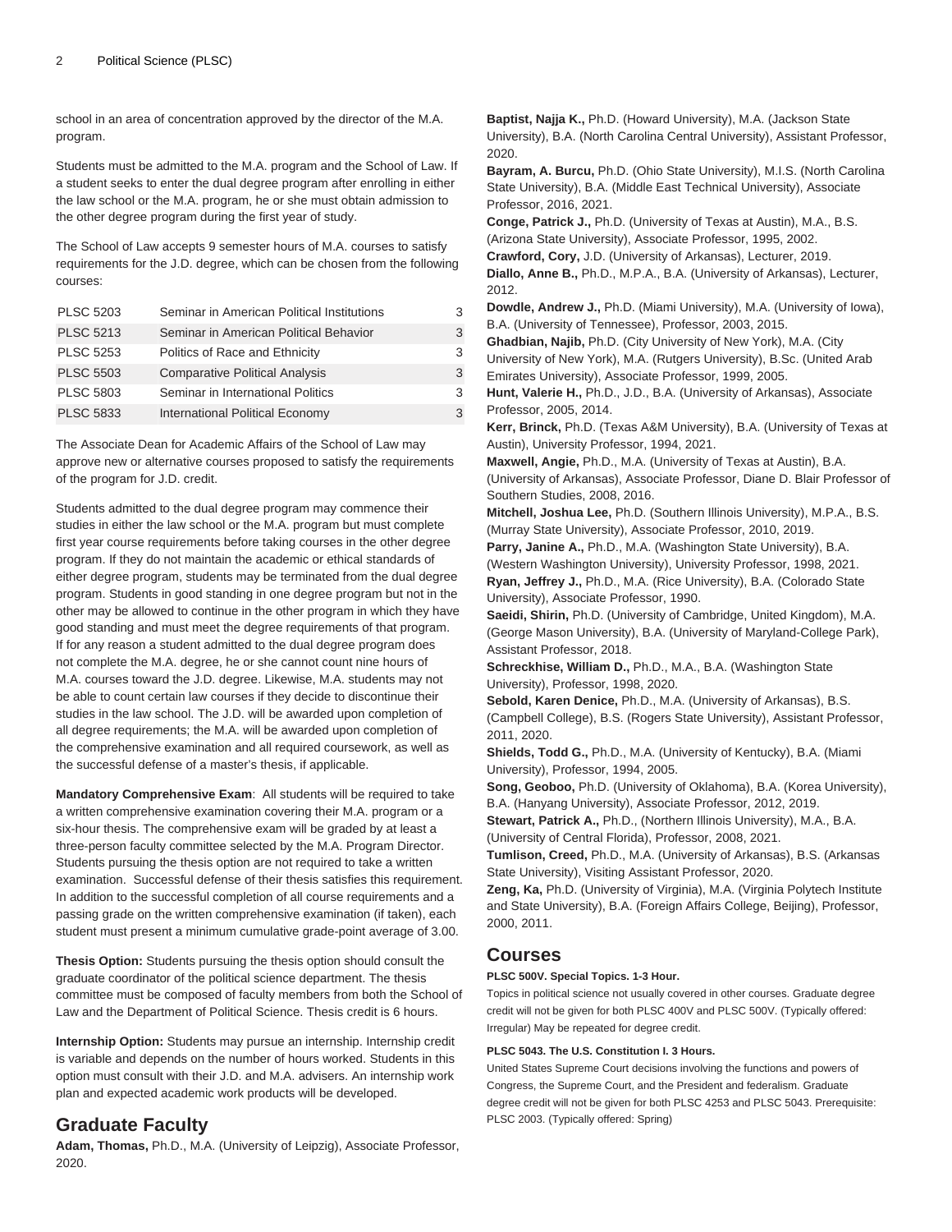school in an area of concentration approved by the director of the M.A. program.

Students must be admitted to the M.A. program and the School of Law. If a student seeks to enter the dual degree program after enrolling in either the law school or the M.A. program, he or she must obtain admission to the other degree program during the first year of study.

The School of Law accepts 9 semester hours of M.A. courses to satisfy requirements for the J.D. degree, which can be chosen from the following courses:

| | | |
|---|---|---|
| PLSC 5203 | Seminar in American Political Institutions | 3 |
| PLSC 5213 | Seminar in American Political Behavior | 3 |
| PLSC 5253 | Politics of Race and Ethnicity | 3 |
| PLSC 5503 | Comparative Political Analysis | 3 |
| PLSC 5803 | Seminar in International Politics | 3 |
| PLSC 5833 | International Political Economy | 3 |

The Associate Dean for Academic Affairs of the School of Law may approve new or alternative courses proposed to satisfy the requirements of the program for J.D. credit.

Students admitted to the dual degree program may commence their studies in either the law school or the M.A. program but must complete first year course requirements before taking courses in the other degree program. If they do not maintain the academic or ethical standards of either degree program, students may be terminated from the dual degree program. Students in good standing in one degree program but not in the other may be allowed to continue in the other program in which they have good standing and must meet the degree requirements of that program. If for any reason a student admitted to the dual degree program does not complete the M.A. degree, he or she cannot count nine hours of M.A. courses toward the J.D. degree. Likewise, M.A. students may not be able to count certain law courses if they decide to discontinue their studies in the law school. The J.D. will be awarded upon completion of all degree requirements; the M.A. will be awarded upon completion of the comprehensive examination and all required coursework, as well as the successful defense of a master's thesis, if applicable.

**Mandatory Comprehensive Exam**: All students will be required to take a written comprehensive examination covering their M.A. program or a six-hour thesis. The comprehensive exam will be graded by at least a three-person faculty committee selected by the M.A. Program Director. Students pursuing the thesis option are not required to take a written examination. Successful defense of their thesis satisfies this requirement. In addition to the successful completion of all course requirements and a passing grade on the written comprehensive examination (if taken), each student must present a minimum cumulative grade-point average of 3.00.

**Thesis Option:** Students pursuing the thesis option should consult the graduate coordinator of the political science department. The thesis committee must be composed of faculty members from both the School of Law and the Department of Political Science. Thesis credit is 6 hours.

**Internship Option:** Students may pursue an internship. Internship credit is variable and depends on the number of hours worked. Students in this option must consult with their J.D. and M.A. advisers. An internship work plan and expected academic work products will be developed.

## Graduate Faculty

**Adam, Thomas,** Ph.D., M.A. (University of Leipzig), Associate Professor, 2020.
**Baptist, Najja K.,** Ph.D. (Howard University), M.A. (Jackson State University), B.A. (North Carolina Central University), Assistant Professor, 2020.
**Bayram, A. Burcu,** Ph.D. (Ohio State University), M.I.S. (North Carolina State University), B.A. (Middle East Technical University), Associate Professor, 2016, 2021.
**Conge, Patrick J.,** Ph.D. (University of Texas at Austin), M.A., B.S. (Arizona State University), Associate Professor, 1995, 2002.
**Crawford, Cory,** J.D. (University of Arkansas), Lecturer, 2019.
**Diallo, Anne B.,** Ph.D., M.P.A., B.A. (University of Arkansas), Lecturer, 2012.
**Dowdle, Andrew J.,** Ph.D. (Miami University), M.A. (University of Iowa), B.A. (University of Tennessee), Professor, 2003, 2015.
**Ghadbian, Najib,** Ph.D. (City University of New York), M.A. (City University of New York), M.A. (Rutgers University), B.Sc. (United Arab Emirates University), Associate Professor, 1999, 2005.
**Hunt, Valerie H.,** Ph.D., J.D., B.A. (University of Arkansas), Associate Professor, 2005, 2014.
**Kerr, Brinck,** Ph.D. (Texas A&M University), B.A. (University of Texas at Austin), University Professor, 1994, 2021.
**Maxwell, Angie,** Ph.D., M.A. (University of Texas at Austin), B.A. (University of Arkansas), Associate Professor, Diane D. Blair Professor of Southern Studies, 2008, 2016.
**Mitchell, Joshua Lee,** Ph.D. (Southern Illinois University), M.P.A., B.S. (Murray State University), Associate Professor, 2010, 2019.
**Parry, Janine A.,** Ph.D., M.A. (Washington State University), B.A. (Western Washington University), University Professor, 1998, 2021.
**Ryan, Jeffrey J.,** Ph.D., M.A. (Rice University), B.A. (Colorado State University), Associate Professor, 1990.
**Saeidi, Shirin,** Ph.D. (University of Cambridge, United Kingdom), M.A. (George Mason University), B.A. (University of Maryland-College Park), Assistant Professor, 2018.
**Schreckhise, William D.,** Ph.D., M.A., B.A. (Washington State University), Professor, 1998, 2020.
**Sebold, Karen Denice,** Ph.D., M.A. (University of Arkansas), B.S. (Campbell College), B.S. (Rogers State University), Assistant Professor, 2011, 2020.
**Shields, Todd G.,** Ph.D., M.A. (University of Kentucky), B.A. (Miami University), Professor, 1994, 2005.
**Song, Geoboo,** Ph.D. (University of Oklahoma), B.A. (Korea University), B.A. (Hanyang University), Associate Professor, 2012, 2019.
**Stewart, Patrick A.,** Ph.D., (Northern Illinois University), M.A., B.A. (University of Central Florida), Professor, 2008, 2021.
**Tumlison, Creed,** Ph.D., M.A. (University of Arkansas), B.S. (Arkansas State University), Visiting Assistant Professor, 2020.
**Zeng, Ka,** Ph.D. (University of Virginia), M.A. (Virginia Polytech Institute and State University), B.A. (Foreign Affairs College, Beijing), Professor, 2000, 2011.

## Courses

**PLSC 500V. Special Topics. 1-3 Hour.**

Topics in political science not usually covered in other courses. Graduate degree credit will not be given for both PLSC 400V and PLSC 500V. (Typically offered: Irregular) May be repeated for degree credit.

**PLSC 5043. The U.S. Constitution I. 3 Hours.**

United States Supreme Court decisions involving the functions and powers of Congress, the Supreme Court, and the President and federalism. Graduate degree credit will not be given for both PLSC 4253 and PLSC 5043. Prerequisite: PLSC 2003. (Typically offered: Spring)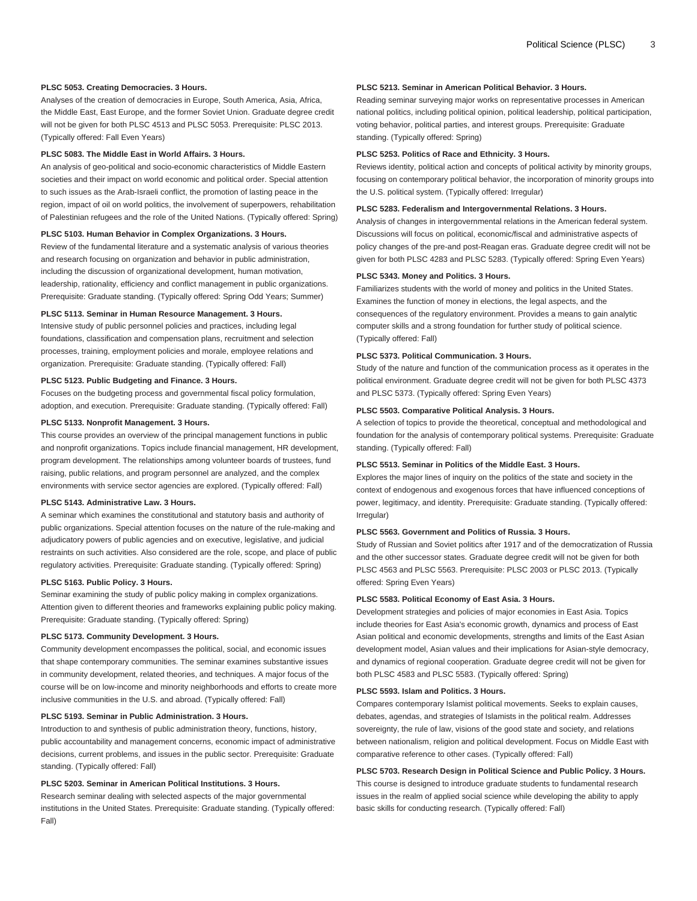**PLSC 5053. Creating Democracies. 3 Hours.**

Analyses of the creation of democracies in Europe, South America, Asia, Africa, the Middle East, East Europe, and the former Soviet Union. Graduate degree credit will not be given for both PLSC 4513 and PLSC 5053. Prerequisite: PLSC 2013. (Typically offered: Fall Even Years)

**PLSC 5083. The Middle East in World Affairs. 3 Hours.**

An analysis of geo-political and socio-economic characteristics of Middle Eastern societies and their impact on world economic and political order. Special attention to such issues as the Arab-Israeli conflict, the promotion of lasting peace in the region, impact of oil on world politics, the involvement of superpowers, rehabilitation of Palestinian refugees and the role of the United Nations. (Typically offered: Spring)

**PLSC 5103. Human Behavior in Complex Organizations. 3 Hours.**

Review of the fundamental literature and a systematic analysis of various theories and research focusing on organization and behavior in public administration, including the discussion of organizational development, human motivation, leadership, rationality, efficiency and conflict management in public organizations. Prerequisite: Graduate standing. (Typically offered: Spring Odd Years; Summer)

**PLSC 5113. Seminar in Human Resource Management. 3 Hours.**

Intensive study of public personnel policies and practices, including legal foundations, classification and compensation plans, recruitment and selection processes, training, employment policies and morale, employee relations and organization. Prerequisite: Graduate standing. (Typically offered: Fall)

**PLSC 5123. Public Budgeting and Finance. 3 Hours.**

Focuses on the budgeting process and governmental fiscal policy formulation, adoption, and execution. Prerequisite: Graduate standing. (Typically offered: Fall)

**PLSC 5133. Nonprofit Management. 3 Hours.**

This course provides an overview of the principal management functions in public and nonprofit organizations. Topics include financial management, HR development, program development. The relationships among volunteer boards of trustees, fund raising, public relations, and program personnel are analyzed, and the complex environments with service sector agencies are explored. (Typically offered: Fall)

**PLSC 5143. Administrative Law. 3 Hours.**

A seminar which examines the constitutional and statutory basis and authority of public organizations. Special attention focuses on the nature of the rule-making and adjudicatory powers of public agencies and on executive, legislative, and judicial restraints on such activities. Also considered are the role, scope, and place of public regulatory activities. Prerequisite: Graduate standing. (Typically offered: Spring)

**PLSC 5163. Public Policy. 3 Hours.**

Seminar examining the study of public policy making in complex organizations. Attention given to different theories and frameworks explaining public policy making. Prerequisite: Graduate standing. (Typically offered: Spring)

**PLSC 5173. Community Development. 3 Hours.**

Community development encompasses the political, social, and economic issues that shape contemporary communities. The seminar examines substantive issues in community development, related theories, and techniques. A major focus of the course will be on low-income and minority neighborhoods and efforts to create more inclusive communities in the U.S. and abroad. (Typically offered: Fall)

**PLSC 5193. Seminar in Public Administration. 3 Hours.**

Introduction to and synthesis of public administration theory, functions, history, public accountability and management concerns, economic impact of administrative decisions, current problems, and issues in the public sector. Prerequisite: Graduate standing. (Typically offered: Fall)

**PLSC 5203. Seminar in American Political Institutions. 3 Hours.**

Research seminar dealing with selected aspects of the major governmental institutions in the United States. Prerequisite: Graduate standing. (Typically offered: Fall)

**PLSC 5213. Seminar in American Political Behavior. 3 Hours.**

Reading seminar surveying major works on representative processes in American national politics, including political opinion, political leadership, political participation, voting behavior, political parties, and interest groups. Prerequisite: Graduate standing. (Typically offered: Spring)

**PLSC 5253. Politics of Race and Ethnicity. 3 Hours.**

Reviews identity, political action and concepts of political activity by minority groups, focusing on contemporary political behavior, the incorporation of minority groups into the U.S. political system. (Typically offered: Irregular)

**PLSC 5283. Federalism and Intergovernmental Relations. 3 Hours.**

Analysis of changes in intergovernmental relations in the American federal system. Discussions will focus on political, economic/fiscal and administrative aspects of policy changes of the pre-and post-Reagan eras. Graduate degree credit will not be given for both PLSC 4283 and PLSC 5283. (Typically offered: Spring Even Years)

**PLSC 5343. Money and Politics. 3 Hours.**

Familiarizes students with the world of money and politics in the United States. Examines the function of money in elections, the legal aspects, and the consequences of the regulatory environment. Provides a means to gain analytic computer skills and a strong foundation for further study of political science. (Typically offered: Fall)

**PLSC 5373. Political Communication. 3 Hours.**

Study of the nature and function of the communication process as it operates in the political environment. Graduate degree credit will not be given for both PLSC 4373 and PLSC 5373. (Typically offered: Spring Even Years)

**PLSC 5503. Comparative Political Analysis. 3 Hours.**

A selection of topics to provide the theoretical, conceptual and methodological and foundation for the analysis of contemporary political systems. Prerequisite: Graduate standing. (Typically offered: Fall)

**PLSC 5513. Seminar in Politics of the Middle East. 3 Hours.**

Explores the major lines of inquiry on the politics of the state and society in the context of endogenous and exogenous forces that have influenced conceptions of power, legitimacy, and identity. Prerequisite: Graduate standing. (Typically offered: Irregular)

**PLSC 5563. Government and Politics of Russia. 3 Hours.**

Study of Russian and Soviet politics after 1917 and of the democratization of Russia and the other successor states. Graduate degree credit will not be given for both PLSC 4563 and PLSC 5563. Prerequisite: PLSC 2003 or PLSC 2013. (Typically offered: Spring Even Years)

**PLSC 5583. Political Economy of East Asia. 3 Hours.**

Development strategies and policies of major economies in East Asia. Topics include theories for East Asia's economic growth, dynamics and process of East Asian political and economic developments, strengths and limits of the East Asian development model, Asian values and their implications for Asian-style democracy, and dynamics of regional cooperation. Graduate degree credit will not be given for both PLSC 4583 and PLSC 5583. (Typically offered: Spring)

**PLSC 5593. Islam and Politics. 3 Hours.**

Compares contemporary Islamist political movements. Seeks to explain causes, debates, agendas, and strategies of Islamists in the political realm. Addresses sovereignty, the rule of law, visions of the good state and society, and relations between nationalism, religion and political development. Focus on Middle East with comparative reference to other cases. (Typically offered: Fall)

**PLSC 5703. Research Design in Political Science and Public Policy. 3 Hours.**

This course is designed to introduce graduate students to fundamental research issues in the realm of applied social science while developing the ability to apply basic skills for conducting research. (Typically offered: Fall)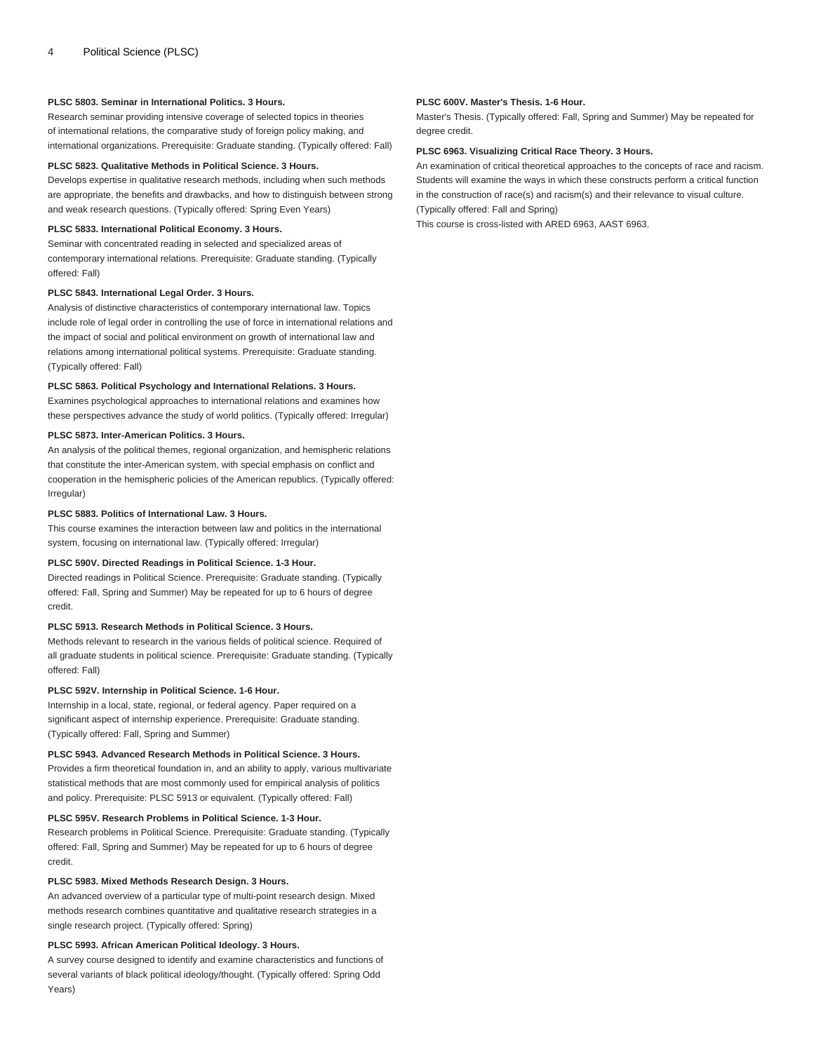**PLSC 5803. Seminar in International Politics. 3 Hours.**

Research seminar providing intensive coverage of selected topics in theories of international relations, the comparative study of foreign policy making, and international organizations. Prerequisite: Graduate standing. (Typically offered: Fall)

**PLSC 5823. Qualitative Methods in Political Science. 3 Hours.**

Develops expertise in qualitative research methods, including when such methods are appropriate, the benefits and drawbacks, and how to distinguish between strong and weak research questions. (Typically offered: Spring Even Years)

**PLSC 5833. International Political Economy. 3 Hours.**

Seminar with concentrated reading in selected and specialized areas of contemporary international relations. Prerequisite: Graduate standing. (Typically offered: Fall)

**PLSC 5843. International Legal Order. 3 Hours.**

Analysis of distinctive characteristics of contemporary international law. Topics include role of legal order in controlling the use of force in international relations and the impact of social and political environment on growth of international law and relations among international political systems. Prerequisite: Graduate standing. (Typically offered: Fall)

**PLSC 5863. Political Psychology and International Relations. 3 Hours.**

Examines psychological approaches to international relations and examines how these perspectives advance the study of world politics. (Typically offered: Irregular)

**PLSC 5873. Inter-American Politics. 3 Hours.**

An analysis of the political themes, regional organization, and hemispheric relations that constitute the inter-American system, with special emphasis on conflict and cooperation in the hemispheric policies of the American republics. (Typically offered: Irregular)

**PLSC 5883. Politics of International Law. 3 Hours.**

This course examines the interaction between law and politics in the international system, focusing on international law. (Typically offered: Irregular)

**PLSC 590V. Directed Readings in Political Science. 1-3 Hour.**

Directed readings in Political Science. Prerequisite: Graduate standing. (Typically offered: Fall, Spring and Summer) May be repeated for up to 6 hours of degree credit.

**PLSC 5913. Research Methods in Political Science. 3 Hours.**

Methods relevant to research in the various fields of political science. Required of all graduate students in political science. Prerequisite: Graduate standing. (Typically offered: Fall)

**PLSC 592V. Internship in Political Science. 1-6 Hour.**

Internship in a local, state, regional, or federal agency. Paper required on a significant aspect of internship experience. Prerequisite: Graduate standing. (Typically offered: Fall, Spring and Summer)

**PLSC 5943. Advanced Research Methods in Political Science. 3 Hours.**

Provides a firm theoretical foundation in, and an ability to apply, various multivariate statistical methods that are most commonly used for empirical analysis of politics and policy. Prerequisite: PLSC 5913 or equivalent. (Typically offered: Fall)

**PLSC 595V. Research Problems in Political Science. 1-3 Hour.**

Research problems in Political Science. Prerequisite: Graduate standing. (Typically offered: Fall, Spring and Summer) May be repeated for up to 6 hours of degree credit.

**PLSC 5983. Mixed Methods Research Design. 3 Hours.**

An advanced overview of a particular type of multi-point research design. Mixed methods research combines quantitative and qualitative research strategies in a single research project. (Typically offered: Spring)

**PLSC 5993. African American Political Ideology. 3 Hours.**

A survey course designed to identify and examine characteristics and functions of several variants of black political ideology/thought. (Typically offered: Spring Odd Years)

**PLSC 600V. Master's Thesis. 1-6 Hour.**

Master's Thesis. (Typically offered: Fall, Spring and Summer) May be repeated for degree credit.

**PLSC 6963. Visualizing Critical Race Theory. 3 Hours.**

An examination of critical theoretical approaches to the concepts of race and racism. Students will examine the ways in which these constructs perform a critical function in the construction of race(s) and racism(s) and their relevance to visual culture. (Typically offered: Fall and Spring)

This course is cross-listed with ARED 6963, AAST 6963.